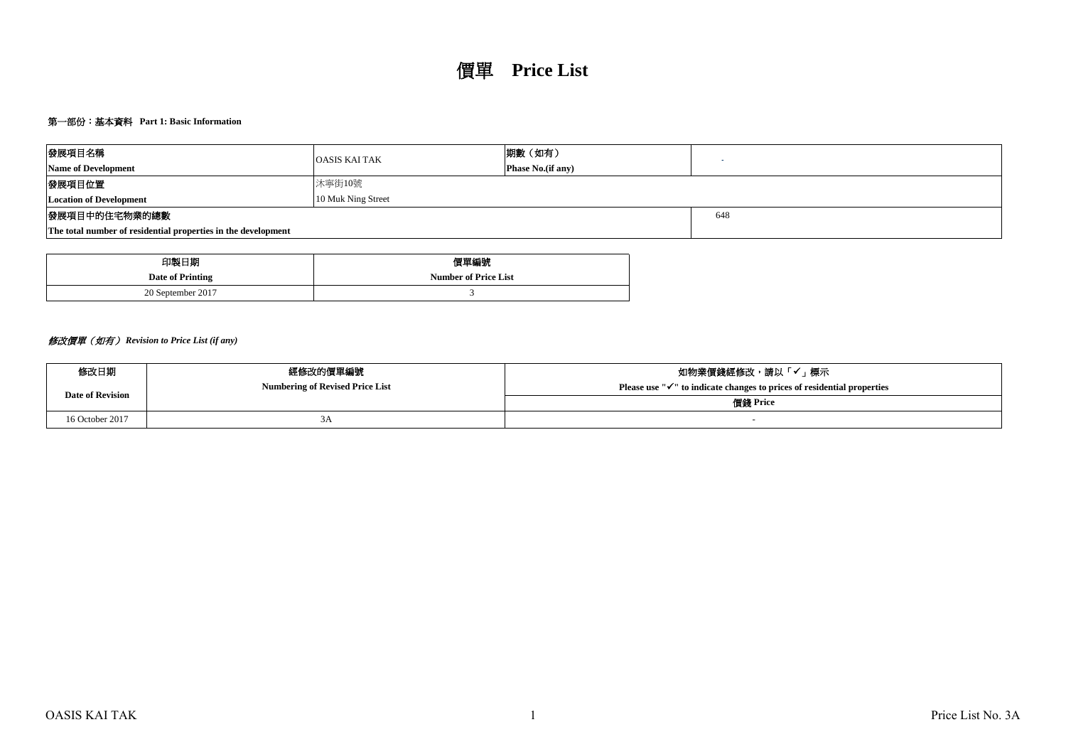# 價單 Price List

## 第一部份：基本資料 Part 1: Basic Information

| 發展項目名稱<br>**Name of Development** | OASIS KAI TAK | 期數（如有）<br>**Phase No.(if any)** | - |
|---|---|---|---|
| 發展項目位置<br>**Location of Development** | 沐寧街10號<br>10 Muk Ning Street | | |
| 發展項目中的住宅物業的總數<br>**The total number of residential properties in the development** | | | 648 |

| 印製日期<br>**Date of Printing** | 價單編號<br>**Number of Price List** |
|---|---|
| 20 September 2017 | 3 |

***修改價單（如有） Revision to Price List (if any)***

| 修改日期<br>**Date of Revision** | 經修改的價單編號<br>**Numbering of Revised Price List** | 如物業價錢經修改，請以「✓」標示<br>**Please use "✓" to indicate changes to prices of residential properties**<br>價錢 **Price** |
|---|---|---|
| 16 October 2017 | 3A | - |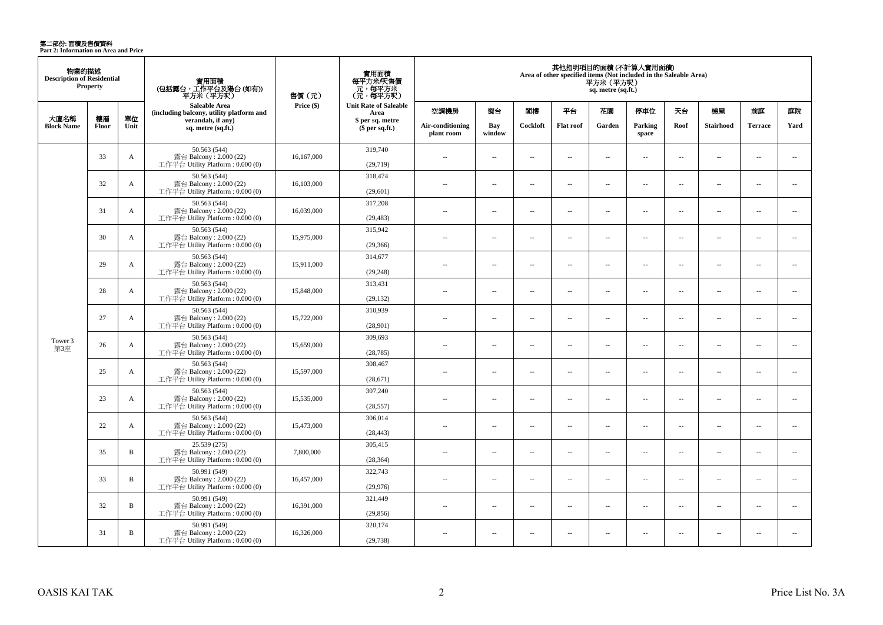# 第二部份: 面積及售價資料
**Part 2: Information on Area and Price**

| 物業的描述 Description of Residential Property | | | 實用面積 (包括露台，工作平台及陽台 (如有)) 平方米（平方呎） | 售價（元） | 實用面積 每平方米/呎售價 元，每平方米 (元，每平方呎) | 其他指明項目的面積 (不計算入實用面積) Area of other specified items (Not included in the Saleable Area) 平方米（平方呎） sq. metre (sq.ft.) | | | | | | | | | |
|---|---|---|---|---|---|---|---|---|---|---|---|---|---|---|---|
| 大廈名稱 Block Name | 樓層 Floor | 單位 Unit | Saleable Area (including balcony, utility platform and verandah, if any) sq. metre (sq.ft.) | Price ($) | Unit Rate of Saleable Area $ per sq. metre ($ per sq.ft.) | 空調機房 Air-conditioning plant room | 窗台 Bay window | 閣樓 Cockloft | 平台 Flat roof | 花園 Garden | 停車位 Parking space | 天台 Roof | 梯屋 Stairhood | 前庭 Terrace | 庭院 Yard |
| Tower 3 第3座 | 33 | A | 50.563 (544) 露台 Balcony : 2.000 (22) 工作平台 Utility Platform : 0.000 (0) | 16,167,000 | 319,740 (29,719) | -- | -- | -- | -- | -- | -- | -- | -- | -- | -- |
| | 32 | A | 50.563 (544) 露台 Balcony : 2.000 (22) 工作平台 Utility Platform : 0.000 (0) | 16,103,000 | 318,474 (29,601) | -- | -- | -- | -- | -- | -- | -- | -- | -- | -- |
| | 31 | A | 50.563 (544) 露台 Balcony : 2.000 (22) 工作平台 Utility Platform : 0.000 (0) | 16,039,000 | 317,208 (29,483) | -- | -- | -- | -- | -- | -- | -- | -- | -- | -- |
| | 30 | A | 50.563 (544) 露台 Balcony : 2.000 (22) 工作平台 Utility Platform : 0.000 (0) | 15,975,000 | 315,942 (29,366) | -- | -- | -- | -- | -- | -- | -- | -- | -- | -- |
| | 29 | A | 50.563 (544) 露台 Balcony : 2.000 (22) 工作平台 Utility Platform : 0.000 (0) | 15,911,000 | 314,677 (29,248) | -- | -- | -- | -- | -- | -- | -- | -- | -- | -- |
| | 28 | A | 50.563 (544) 露台 Balcony : 2.000 (22) 工作平台 Utility Platform : 0.000 (0) | 15,848,000 | 313,431 (29,132) | -- | -- | -- | -- | -- | -- | -- | -- | -- | -- |
| | 27 | A | 50.563 (544) 露台 Balcony : 2.000 (22) 工作平台 Utility Platform : 0.000 (0) | 15,722,000 | 310,939 (28,901) | -- | -- | -- | -- | -- | -- | -- | -- | -- | -- |
| | 26 | A | 50.563 (544) 露台 Balcony : 2.000 (22) 工作平台 Utility Platform : 0.000 (0) | 15,659,000 | 309,693 (28,785) | -- | -- | -- | -- | -- | -- | -- | -- | -- | -- |
| | 25 | A | 50.563 (544) 露台 Balcony : 2.000 (22) 工作平台 Utility Platform : 0.000 (0) | 15,597,000 | 308,467 (28,671) | -- | -- | -- | -- | -- | -- | -- | -- | -- | -- |
| | 23 | A | 50.563 (544) 露台 Balcony : 2.000 (22) 工作平台 Utility Platform : 0.000 (0) | 15,535,000 | 307,240 (28,557) | -- | -- | -- | -- | -- | -- | -- | -- | -- | -- |
| | 22 | A | 50.563 (544) 露台 Balcony : 2.000 (22) 工作平台 Utility Platform : 0.000 (0) | 15,473,000 | 306,014 (28,443) | -- | -- | -- | -- | -- | -- | -- | -- | -- | -- |
| | 35 | B | 25.539 (275) 露台 Balcony : 2.000 (22) 工作平台 Utility Platform : 0.000 (0) | 7,800,000 | 305,415 (28,364) | -- | -- | -- | -- | -- | -- | -- | -- | -- | -- |
| | 33 | B | 50.991 (549) 露台 Balcony : 2.000 (22) 工作平台 Utility Platform : 0.000 (0) | 16,457,000 | 322,743 (29,976) | -- | -- | -- | -- | -- | -- | -- | -- | -- | -- |
| | 32 | B | 50.991 (549) 露台 Balcony : 2.000 (22) 工作平台 Utility Platform : 0.000 (0) | 16,391,000 | 321,449 (29,856) | -- | -- | -- | -- | -- | -- | -- | -- | -- | -- |
| | 31 | B | 50.991 (549) 露台 Balcony : 2.000 (22) 工作平台 Utility Platform : 0.000 (0) | 16,326,000 | 320,174 (29,738) | -- | -- | -- | -- | -- | -- | -- | -- | -- | -- |

OASIS KAI TAK

Price List No. 3A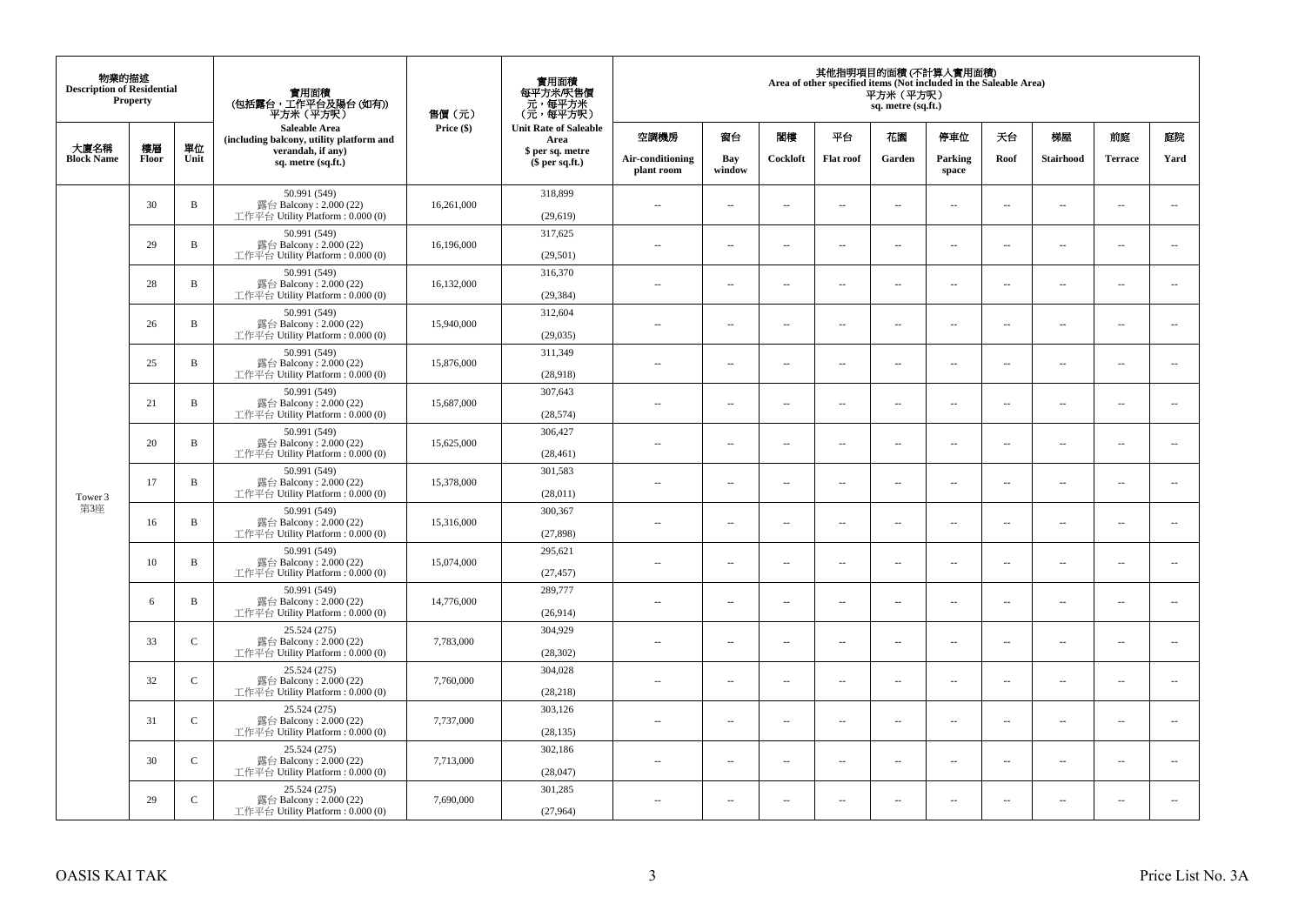| 物業的描述 Description of Residential Property | | | 實用面積 (包括露台，工作平台及陽台 (如有)) 平方米（平方呎） Saleable Area (including balcony, utility platform and verandah, if any) sq. metre (sq.ft.) | 售價（元） Price ($) | 實用面積 每平方米/呎售價 元，每平方米 （元，每平方呎） Unit Rate of Saleable Area $ per sq. metre ($ per sq.ft.) | 其他指明項目的面積 (不計算入實用面積) Area of other specified items (Not included in the Saleable Area) 平方米（平方呎） sq. metre (sq.ft.) | | | | | | | | | |
|---|---|---|---|---|---|---|---|---|---|---|---|---|---|---|---|
| 大廈名稱 Block Name | 樓層 Floor | 單位 Unit | | | | 空調機房 Air-conditioning plant room | 窗台 Bay window | 閣樓 Cockloft | 平台 Flat roof | 花園 Garden | 停車位 Parking space | 天台 Roof | 梯屋 Stairhood | 前庭 Terrace | 庭院 Yard |
| Tower 3 第3座 | 30 | B | 50.991 (549) 露台 Balcony : 2.000 (22) 工作平台 Utility Platform : 0.000 (0) | 16,261,000 | 318,899 (29,619) | -- | -- | -- | -- | -- | -- | -- | -- | -- | -- |
| | 29 | B | 50.991 (549) 露台 Balcony : 2.000 (22) 工作平台 Utility Platform : 0.000 (0) | 16,196,000 | 317,625 (29,501) | -- | -- | -- | -- | -- | -- | -- | -- | -- | -- |
| | 28 | B | 50.991 (549) 露台 Balcony : 2.000 (22) 工作平台 Utility Platform : 0.000 (0) | 16,132,000 | 316,370 (29,384) | -- | -- | -- | -- | -- | -- | -- | -- | -- | -- |
| | 26 | B | 50.991 (549) 露台 Balcony : 2.000 (22) 工作平台 Utility Platform : 0.000 (0) | 15,940,000 | 312,604 (29,035) | -- | -- | -- | -- | -- | -- | -- | -- | -- | -- |
| | 25 | B | 50.991 (549) 露台 Balcony : 2.000 (22) 工作平台 Utility Platform : 0.000 (0) | 15,876,000 | 311,349 (28,918) | -- | -- | -- | -- | -- | -- | -- | -- | -- | -- |
| | 21 | B | 50.991 (549) 露台 Balcony : 2.000 (22) 工作平台 Utility Platform : 0.000 (0) | 15,687,000 | 307,643 (28,574) | -- | -- | -- | -- | -- | -- | -- | -- | -- | -- |
| | 20 | B | 50.991 (549) 露台 Balcony : 2.000 (22) 工作平台 Utility Platform : 0.000 (0) | 15,625,000 | 306,427 (28,461) | -- | -- | -- | -- | -- | -- | -- | -- | -- | -- |
| | 17 | B | 50.991 (549) 露台 Balcony : 2.000 (22) 工作平台 Utility Platform : 0.000 (0) | 15,378,000 | 301,583 (28,011) | -- | -- | -- | -- | -- | -- | -- | -- | -- | -- |
| | 16 | B | 50.991 (549) 露台 Balcony : 2.000 (22) 工作平台 Utility Platform : 0.000 (0) | 15,316,000 | 300,367 (27,898) | -- | -- | -- | -- | -- | -- | -- | -- | -- | -- |
| | 10 | B | 50.991 (549) 露台 Balcony : 2.000 (22) 工作平台 Utility Platform : 0.000 (0) | 15,074,000 | 295,621 (27,457) | -- | -- | -- | -- | -- | -- | -- | -- | -- | -- |
| | 6 | B | 50.991 (549) 露台 Balcony : 2.000 (22) 工作平台 Utility Platform : 0.000 (0) | 14,776,000 | 289,777 (26,914) | -- | -- | -- | -- | -- | -- | -- | -- | -- | -- |
| | 33 | C | 25.524 (275) 露台 Balcony : 2.000 (22) 工作平台 Utility Platform : 0.000 (0) | 7,783,000 | 304,929 (28,302) | -- | -- | -- | -- | -- | -- | -- | -- | -- | -- |
| | 32 | C | 25.524 (275) 露台 Balcony : 2.000 (22) 工作平台 Utility Platform : 0.000 (0) | 7,760,000 | 304,028 (28,218) | -- | -- | -- | -- | -- | -- | -- | -- | -- | -- |
| | 31 | C | 25.524 (275) 露台 Balcony : 2.000 (22) 工作平台 Utility Platform : 0.000 (0) | 7,737,000 | 303,126 (28,135) | -- | -- | -- | -- | -- | -- | -- | -- | -- | -- |
| | 30 | C | 25.524 (275) 露台 Balcony : 2.000 (22) 工作平台 Utility Platform : 0.000 (0) | 7,713,000 | 302,186 (28,047) | -- | -- | -- | -- | -- | -- | -- | -- | -- | -- |
| | 29 | C | 25.524 (275) 露台 Balcony : 2.000 (22) 工作平台 Utility Platform : 0.000 (0) | 7,690,000 | 301,285 (27,964) | -- | -- | -- | -- | -- | -- | -- | -- | -- | -- |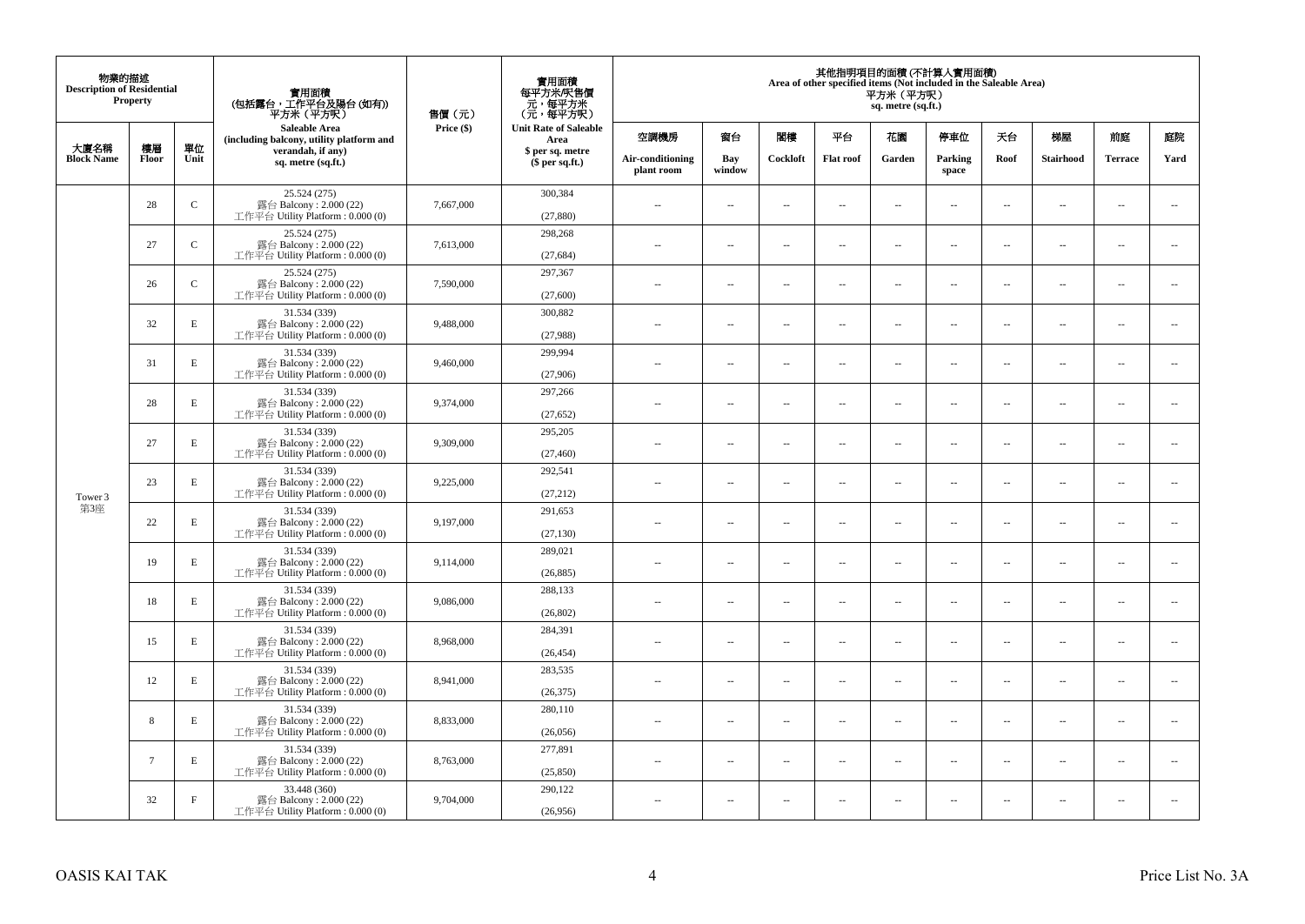| 物業的描述 Description of Residential Property | | | 實用面積 (包括露台，工作平台及陽台 (如有)) 平方米（平方呎） Saleable Area (including balcony, utility platform and verandah, if any) sq. metre (sq.ft.) | 售價（元） Price ($) | 實用面積 每平方米/呎售價 元，每平方米 (元，每平方呎) Unit Rate of Saleable Area $ per sq. metre ($ per sq.ft.) | 其他指明項目的面積 (不計算入實用面積) Area of other specified items (Not included in the Saleable Area) 平方米（平方呎） sq. metre (sq.ft.) | | | | | | | | | |
|---|---|---|---|---|---|---|---|---|---|---|---|---|---|---|---|
| 大廈名稱 Block Name | 樓層 Floor | 單位 Unit | | | | 空調機房 Air-conditioning plant room | 窗台 Bay window | 閣樓 Cockloft | 平台 Flat roof | 花園 Garden | 停車位 Parking space | 天台 Roof | 梯屋 Stairhood | 前庭 Terrace | 庭院 Yard |
| Tower 3 第3座 | 28 | C | 25.524 (275) 露台 Balcony : 2.000 (22) 工作平台 Utility Platform : 0.000 (0) | 7,667,000 | 300,384 (27,880) | -- | -- | -- | -- | -- | -- | -- | -- | -- | -- |
| | 27 | C | 25.524 (275) 露台 Balcony : 2.000 (22) 工作平台 Utility Platform : 0.000 (0) | 7,613,000 | 298,268 (27,684) | -- | -- | -- | -- | -- | -- | -- | -- | -- | -- |
| | 26 | C | 25.524 (275) 露台 Balcony : 2.000 (22) 工作平台 Utility Platform : 0.000 (0) | 7,590,000 | 297,367 (27,600) | -- | -- | -- | -- | -- | -- | -- | -- | -- | -- |
| | 32 | E | 31.534 (339) 露台 Balcony : 2.000 (22) 工作平台 Utility Platform : 0.000 (0) | 9,488,000 | 300,882 (27,988) | -- | -- | -- | -- | -- | -- | -- | -- | -- | -- |
| | 31 | E | 31.534 (339) 露台 Balcony : 2.000 (22) 工作平台 Utility Platform : 0.000 (0) | 9,460,000 | 299,994 (27,906) | -- | -- | -- | -- | -- | -- | -- | -- | -- | -- |
| | 28 | E | 31.534 (339) 露台 Balcony : 2.000 (22) 工作平台 Utility Platform : 0.000 (0) | 9,374,000 | 297,266 (27,652) | -- | -- | -- | -- | -- | -- | -- | -- | -- | -- |
| | 27 | E | 31.534 (339) 露台 Balcony : 2.000 (22) 工作平台 Utility Platform : 0.000 (0) | 9,309,000 | 295,205 (27,460) | -- | -- | -- | -- | -- | -- | -- | -- | -- | -- |
| | 23 | E | 31.534 (339) 露台 Balcony : 2.000 (22) 工作平台 Utility Platform : 0.000 (0) | 9,225,000 | 292,541 (27,212) | -- | -- | -- | -- | -- | -- | -- | -- | -- | -- |
| | 22 | E | 31.534 (339) 露台 Balcony : 2.000 (22) 工作平台 Utility Platform : 0.000 (0) | 9,197,000 | 291,653 (27,130) | -- | -- | -- | -- | -- | -- | -- | -- | -- | -- |
| | 19 | E | 31.534 (339) 露台 Balcony : 2.000 (22) 工作平台 Utility Platform : 0.000 (0) | 9,114,000 | 289,021 (26,885) | -- | -- | -- | -- | -- | -- | -- | -- | -- | -- |
| | 18 | E | 31.534 (339) 露台 Balcony : 2.000 (22) 工作平台 Utility Platform : 0.000 (0) | 9,086,000 | 288,133 (26,802) | -- | -- | -- | -- | -- | -- | -- | -- | -- | -- |
| | 15 | E | 31.534 (339) 露台 Balcony : 2.000 (22) 工作平台 Utility Platform : 0.000 (0) | 8,968,000 | 284,391 (26,454) | -- | -- | -- | -- | -- | -- | -- | -- | -- | -- |
| | 12 | E | 31.534 (339) 露台 Balcony : 2.000 (22) 工作平台 Utility Platform : 0.000 (0) | 8,941,000 | 283,535 (26,375) | -- | -- | -- | -- | -- | -- | -- | -- | -- | -- |
| | 8 | E | 31.534 (339) 露台 Balcony : 2.000 (22) 工作平台 Utility Platform : 0.000 (0) | 8,833,000 | 280,110 (26,056) | -- | -- | -- | -- | -- | -- | -- | -- | -- | -- |
| | 7 | E | 31.534 (339) 露台 Balcony : 2.000 (22) 工作平台 Utility Platform : 0.000 (0) | 8,763,000 | 277,891 (25,850) | -- | -- | -- | -- | -- | -- | -- | -- | -- | -- |
| | 32 | F | 33.448 (360) 露台 Balcony : 2.000 (22) 工作平台 Utility Platform : 0.000 (0) | 9,704,000 | 290,122 (26,956) | -- | -- | -- | -- | -- | -- | -- | -- | -- | -- |

OASIS KAI TAK

Price List No. 3A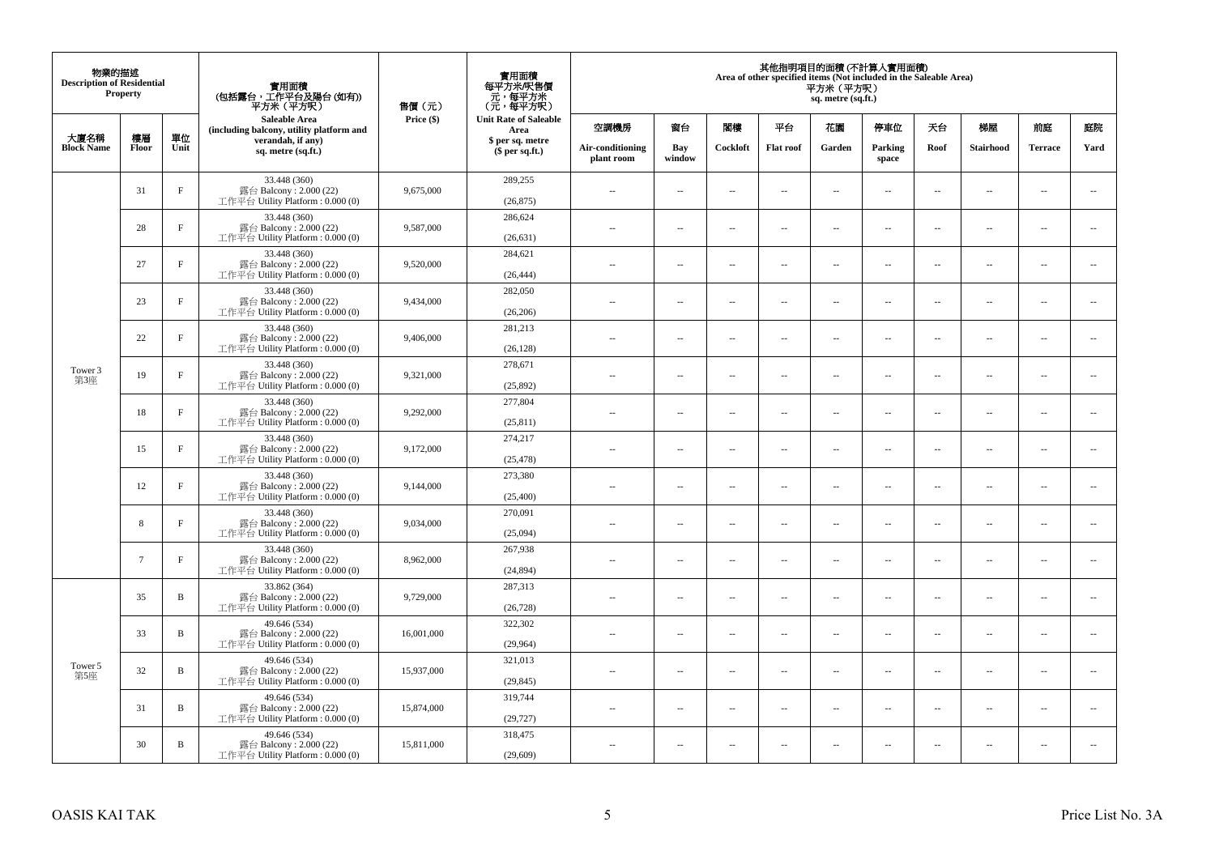| 物業的描述 Description of Residential Property | | | 實用面積 (包括露台，工作平台及陽台 (如有)) 平方米（平方呎） Saleable Area (including balcony, utility platform and verandah, if any) sq. metre (sq.ft.) | 售價（元） Price ($) | 實用面積 每平方米/呎售價 元，每平方米 (元，每平方呎) Unit Rate of Saleable Area $ per sq. metre ($ per sq.ft.) | 其他指明項目的面積 (不計算入實用面積) Area of other specified items (Not included in the Saleable Area) 平方米（平方呎） sq. metre (sq.ft.) | | | | | | | | | |
|---|---|---|---|---|---|---|---|---|---|---|---|---|---|---|---|
| 大廈名稱 Block Name | 樓層 Floor | 單位 Unit | | | | 空調機房 Air-conditioning plant room | 窗台 Bay window | 閣樓 Cockloft | 平台 Flat roof | 花園 Garden | 停車位 Parking space | 天台 Roof | 梯屋 Stairhood | 前庭 Terrace | 庭院 Yard |
| Tower 3 第3座 | 31 | F | 33.448 (360) 露台 Balcony : 2.000 (22) 工作平台 Utility Platform : 0.000 (0) | 9,675,000 | 289,255 (26,875) | -- | -- | -- | -- | -- | -- | -- | -- | -- | -- |
| | 28 | F | 33.448 (360) 露台 Balcony : 2.000 (22) 工作平台 Utility Platform : 0.000 (0) | 9,587,000 | 286,624 (26,631) | -- | -- | -- | -- | -- | -- | -- | -- | -- | -- |
| | 27 | F | 33.448 (360) 露台 Balcony : 2.000 (22) 工作平台 Utility Platform : 0.000 (0) | 9,520,000 | 284,621 (26,444) | -- | -- | -- | -- | -- | -- | -- | -- | -- | -- |
| | 23 | F | 33.448 (360) 露台 Balcony : 2.000 (22) 工作平台 Utility Platform : 0.000 (0) | 9,434,000 | 282,050 (26,206) | -- | -- | -- | -- | -- | -- | -- | -- | -- | -- |
| | 22 | F | 33.448 (360) 露台 Balcony : 2.000 (22) 工作平台 Utility Platform : 0.000 (0) | 9,406,000 | 281,213 (26,128) | -- | -- | -- | -- | -- | -- | -- | -- | -- | -- |
| | 19 | F | 33.448 (360) 露台 Balcony : 2.000 (22) 工作平台 Utility Platform : 0.000 (0) | 9,321,000 | 278,671 (25,892) | -- | -- | -- | -- | -- | -- | -- | -- | -- | -- |
| | 18 | F | 33.448 (360) 露台 Balcony : 2.000 (22) 工作平台 Utility Platform : 0.000 (0) | 9,292,000 | 277,804 (25,811) | -- | -- | -- | -- | -- | -- | -- | -- | -- | -- |
| | 15 | F | 33.448 (360) 露台 Balcony : 2.000 (22) 工作平台 Utility Platform : 0.000 (0) | 9,172,000 | 274,217 (25,478) | -- | -- | -- | -- | -- | -- | -- | -- | -- | -- |
| | 12 | F | 33.448 (360) 露台 Balcony : 2.000 (22) 工作平台 Utility Platform : 0.000 (0) | 9,144,000 | 273,380 (25,400) | -- | -- | -- | -- | -- | -- | -- | -- | -- | -- |
| | 8 | F | 33.448 (360) 露台 Balcony : 2.000 (22) 工作平台 Utility Platform : 0.000 (0) | 9,034,000 | 270,091 (25,094) | -- | -- | -- | -- | -- | -- | -- | -- | -- | -- |
| | 7 | F | 33.448 (360) 露台 Balcony : 2.000 (22) 工作平台 Utility Platform : 0.000 (0) | 8,962,000 | 267,938 (24,894) | -- | -- | -- | -- | -- | -- | -- | -- | -- | -- |
| Tower 5 第5座 | 35 | B | 33.862 (364) 露台 Balcony : 2.000 (22) 工作平台 Utility Platform : 0.000 (0) | 9,729,000 | 287,313 (26,728) | -- | -- | -- | -- | -- | -- | -- | -- | -- | -- |
| | 33 | B | 49.646 (534) 露台 Balcony : 2.000 (22) 工作平台 Utility Platform : 0.000 (0) | 16,001,000 | 322,302 (29,964) | -- | -- | -- | -- | -- | -- | -- | -- | -- | -- |
| | 32 | B | 49.646 (534) 露台 Balcony : 2.000 (22) 工作平台 Utility Platform : 0.000 (0) | 15,937,000 | 321,013 (29,845) | -- | -- | -- | -- | -- | -- | -- | -- | -- | -- |
| | 31 | B | 49.646 (534) 露台 Balcony : 2.000 (22) 工作平台 Utility Platform : 0.000 (0) | 15,874,000 | 319,744 (29,727) | -- | -- | -- | -- | -- | -- | -- | -- | -- | -- |
| | 30 | B | 49.646 (534) 露台 Balcony : 2.000 (22) 工作平台 Utility Platform : 0.000 (0) | 15,811,000 | 318,475 (29,609) | -- | -- | -- | -- | -- | -- | -- | -- | -- | -- |

OASIS KAI TAK Price List No. 3A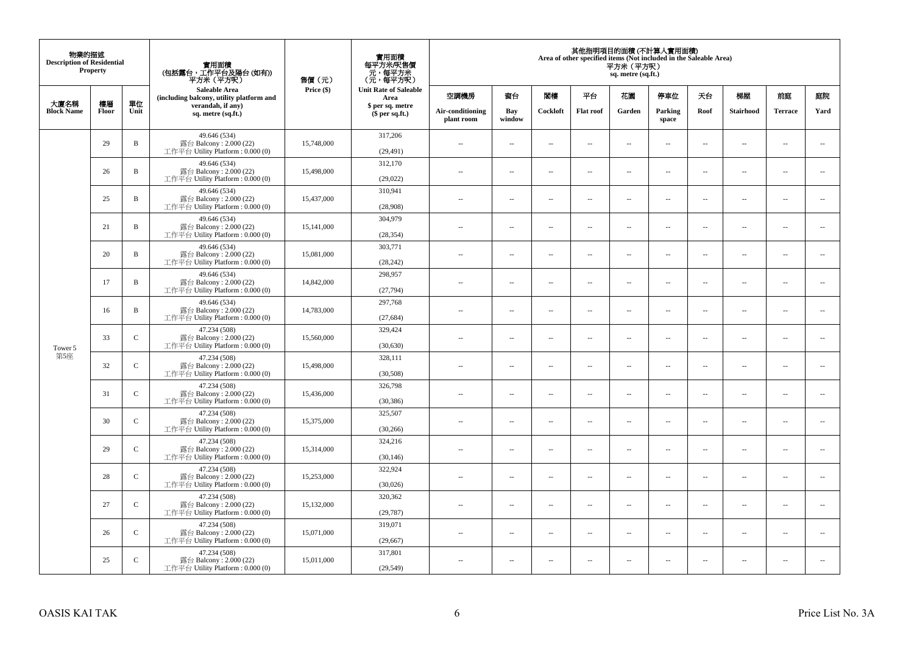| 物業的描述 Description of Residential Property | | | 實用面積 (包括露台，工作平台及陽台 (如有)) 平方米（平方呎） Saleable Area (including balcony, utility platform and verandah, if any) sq. metre (sq.ft.) | 售價（元） Price ($) | 實用面積 每平方米/呎售價 元，每平方米 (元，每平方呎) Unit Rate of Saleable Area $ per sq. metre ($ per sq.ft.) | 其他指明項目的面積 (不計算入實用面積) Area of other specified items (Not included in the Saleable Area) 平方米（平方呎） sq. metre (sq.ft.) | | | | | | | | | |
|---|---|---|---|---|---|---|---|---|---|---|---|---|---|---|---|
| 大廈名稱 Block Name | 樓層 Floor | 單位 Unit | | | | 空調機房 Air-conditioning plant room | 窗台 Bay window | 閣樓 Cockloft | 平台 Flat roof | 花園 Garden | 停車位 Parking space | 天台 Roof | 梯屋 Stairhood | 前庭 Terrace | 庭院 Yard |
| Tower 5 第5座 | 29 | B | 49.646 (534) 露台 Balcony : 2.000 (22) 工作平台 Utility Platform : 0.000 (0) | 15,748,000 | 317,206 (29,491) | -- | -- | -- | -- | -- | -- | -- | -- | -- | -- |
| | 26 | B | 49.646 (534) 露台 Balcony : 2.000 (22) 工作平台 Utility Platform : 0.000 (0) | 15,498,000 | 312,170 (29,022) | -- | -- | -- | -- | -- | -- | -- | -- | -- | -- |
| | 25 | B | 49.646 (534) 露台 Balcony : 2.000 (22) 工作平台 Utility Platform : 0.000 (0) | 15,437,000 | 310,941 (28,908) | -- | -- | -- | -- | -- | -- | -- | -- | -- | -- |
| | 21 | B | 49.646 (534) 露台 Balcony : 2.000 (22) 工作平台 Utility Platform : 0.000 (0) | 15,141,000 | 304,979 (28,354) | -- | -- | -- | -- | -- | -- | -- | -- | -- | -- |
| | 20 | B | 49.646 (534) 露台 Balcony : 2.000 (22) 工作平台 Utility Platform : 0.000 (0) | 15,081,000 | 303,771 (28,242) | -- | -- | -- | -- | -- | -- | -- | -- | -- | -- |
| | 17 | B | 49.646 (534) 露台 Balcony : 2.000 (22) 工作平台 Utility Platform : 0.000 (0) | 14,842,000 | 298,957 (27,794) | -- | -- | -- | -- | -- | -- | -- | -- | -- | -- |
| | 16 | B | 49.646 (534) 露台 Balcony : 2.000 (22) 工作平台 Utility Platform : 0.000 (0) | 14,783,000 | 297,768 (27,684) | -- | -- | -- | -- | -- | -- | -- | -- | -- | -- |
| | 33 | C | 47.234 (508) 露台 Balcony : 2.000 (22) 工作平台 Utility Platform : 0.000 (0) | 15,560,000 | 329,424 (30,630) | -- | -- | -- | -- | -- | -- | -- | -- | -- | -- |
| | 32 | C | 47.234 (508) 露台 Balcony : 2.000 (22) 工作平台 Utility Platform : 0.000 (0) | 15,498,000 | 328,111 (30,508) | -- | -- | -- | -- | -- | -- | -- | -- | -- | -- |
| | 31 | C | 47.234 (508) 露台 Balcony : 2.000 (22) 工作平台 Utility Platform : 0.000 (0) | 15,436,000 | 326,798 (30,386) | -- | -- | -- | -- | -- | -- | -- | -- | -- | -- |
| | 30 | C | 47.234 (508) 露台 Balcony : 2.000 (22) 工作平台 Utility Platform : 0.000 (0) | 15,375,000 | 325,507 (30,266) | -- | -- | -- | -- | -- | -- | -- | -- | -- | -- |
| | 29 | C | 47.234 (508) 露台 Balcony : 2.000 (22) 工作平台 Utility Platform : 0.000 (0) | 15,314,000 | 324,216 (30,146) | -- | -- | -- | -- | -- | -- | -- | -- | -- | -- |
| | 28 | C | 47.234 (508) 露台 Balcony : 2.000 (22) 工作平台 Utility Platform : 0.000 (0) | 15,253,000 | 322,924 (30,026) | -- | -- | -- | -- | -- | -- | -- | -- | -- | -- |
| | 27 | C | 47.234 (508) 露台 Balcony : 2.000 (22) 工作平台 Utility Platform : 0.000 (0) | 15,132,000 | 320,362 (29,787) | -- | -- | -- | -- | -- | -- | -- | -- | -- | -- |
| | 26 | C | 47.234 (508) 露台 Balcony : 2.000 (22) 工作平台 Utility Platform : 0.000 (0) | 15,071,000 | 319,071 (29,667) | -- | -- | -- | -- | -- | -- | -- | -- | -- | -- |
| | 25 | C | 47.234 (508) 露台 Balcony : 2.000 (22) 工作平台 Utility Platform : 0.000 (0) | 15,011,000 | 317,801 (29,549) | -- | -- | -- | -- | -- | -- | -- | -- | -- | -- |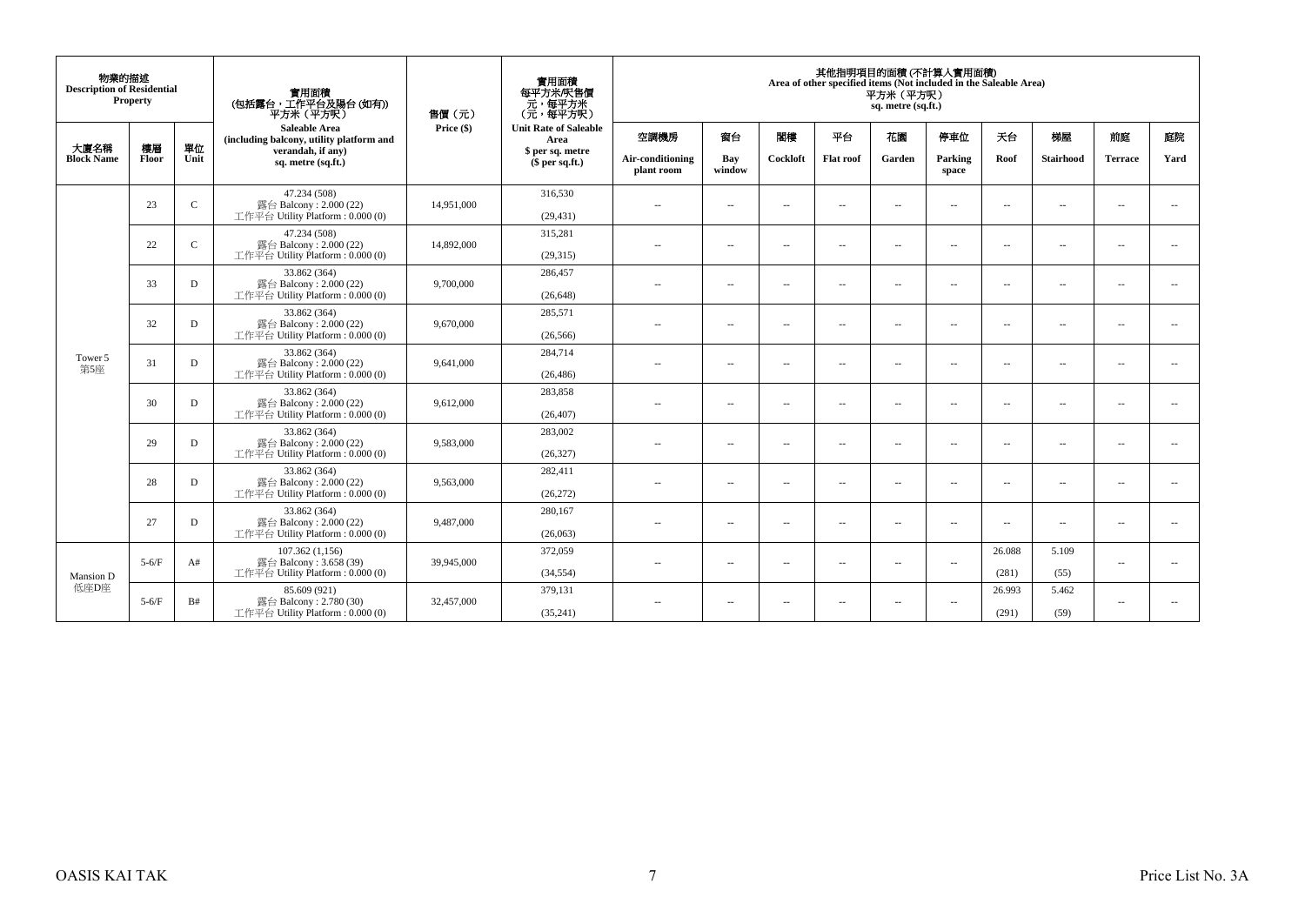| 物業的描述 Description of Residential Property | | | 實用面積 (包括露台，工作平台及陽台 (如有)) 平方米 (平方呎) Saleable Area (including balcony, utility platform and verandah, if any) sq. metre (sq.ft.) | 售價 (元) Price ($) | 實用面積 每平方米/呎售價 元，每平方米 (元，每平方呎) Unit Rate of Saleable Area $ per sq. metre ($ per sq.ft.) | 其他指明項目的面積 (不計算入實用面積) Area of other specified items (Not included in the Saleable Area) 平方米 (平方呎) sq. metre (sq.ft.) | | | | | | | | | |
|---|---|---|---|---|---|---|---|---|---|---|---|---|---|---|---|
| 大廈名稱 Block Name | 樓層 Floor | 單位 Unit | | | | 空調機房 Air-conditioning plant room | 窗台 Bay window | 閣樓 Cockloft | 平台 Flat roof | 花園 Garden | 停車位 Parking space | 天台 Roof | 梯屋 Stairhood | 前庭 Terrace | 庭院 Yard |
| Tower 5 第5座 | 23 | C | 47.234 (508) 露台 Balcony : 2.000 (22) 工作平台 Utility Platform : 0.000 (0) | 14,951,000 | 316,530 (29,431) | -- | -- | -- | -- | -- | -- | -- | -- | -- | -- |
| | 22 | C | 47.234 (508) 露台 Balcony : 2.000 (22) 工作平台 Utility Platform : 0.000 (0) | 14,892,000 | 315,281 (29,315) | -- | -- | -- | -- | -- | -- | -- | -- | -- | -- |
| | 33 | D | 33.862 (364) 露台 Balcony : 2.000 (22) 工作平台 Utility Platform : 0.000 (0) | 9,700,000 | 286,457 (26,648) | -- | -- | -- | -- | -- | -- | -- | -- | -- | -- |
| | 32 | D | 33.862 (364) 露台 Balcony : 2.000 (22) 工作平台 Utility Platform : 0.000 (0) | 9,670,000 | 285,571 (26,566) | -- | -- | -- | -- | -- | -- | -- | -- | -- | -- |
| | 31 | D | 33.862 (364) 露台 Balcony : 2.000 (22) 工作平台 Utility Platform : 0.000 (0) | 9,641,000 | 284,714 (26,486) | -- | -- | -- | -- | -- | -- | -- | -- | -- | -- |
| | 30 | D | 33.862 (364) 露台 Balcony : 2.000 (22) 工作平台 Utility Platform : 0.000 (0) | 9,612,000 | 283,858 (26,407) | -- | -- | -- | -- | -- | -- | -- | -- | -- | -- |
| | 29 | D | 33.862 (364) 露台 Balcony : 2.000 (22) 工作平台 Utility Platform : 0.000 (0) | 9,583,000 | 283,002 (26,327) | -- | -- | -- | -- | -- | -- | -- | -- | -- | -- |
| | 28 | D | 33.862 (364) 露台 Balcony : 2.000 (22) 工作平台 Utility Platform : 0.000 (0) | 9,563,000 | 282,411 (26,272) | -- | -- | -- | -- | -- | -- | -- | -- | -- | -- |
| | 27 | D | 33.862 (364) 露台 Balcony : 2.000 (22) 工作平台 Utility Platform : 0.000 (0) | 9,487,000 | 280,167 (26,063) | -- | -- | -- | -- | -- | -- | -- | -- | -- | -- |
| Mansion D 低座D座 | 5-6/F | A# | 107.362 (1,156) 露台 Balcony : 3.658 (39) 工作平台 Utility Platform : 0.000 (0) | 39,945,000 | 372,059 (34,554) | -- | -- | -- | -- | -- | -- | 26.088 (281) | 5.109 (55) | -- | -- |
| | 5-6/F | B# | 85.609 (921) 露台 Balcony : 2.780 (30) 工作平台 Utility Platform : 0.000 (0) | 32,457,000 | 379,131 (35,241) | -- | -- | -- | -- | -- | -- | 26.993 (291) | 5.462 (59) | -- | -- |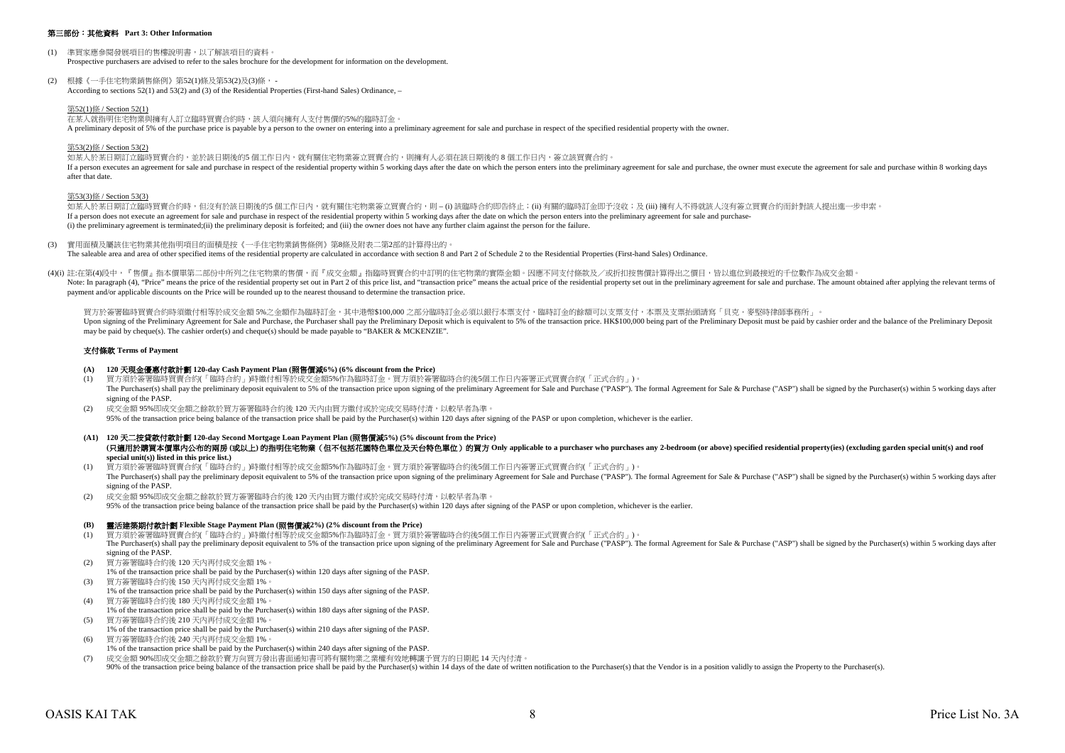## 第三部份：其他資料 Part 3: Other Information

(1) 準買家應參閱發展項目的售樓說明書，以了解該項目的資料。
Prospective purchasers are advised to refer to the sales brochure for the development for information on the development.

(2) 根據《一手住宅物業銷售條例》第52(1)條及第53(2)及(3)條， -
According to sections 52(1) and 53(2) and (3) of the Residential Properties (First-hand Sales) Ordinance, –

第52(1)條 / Section 52(1)
在某人就指明住宅物業與擁有人訂立臨時買賣合約時，該人須向擁有人支付售價的5%的臨時訂金。
A preliminary deposit of 5% of the purchase price is payable by a person to the owner on entering into a preliminary agreement for sale and purchase in respect of the specified residential property with the owner.

第53(2)條 / Section 53(2)
如某人於某日期訂立臨時買賣合約，並於該日期後的5 個工作日內，就有關住宅物業簽立買賣合約，則擁有人必須在該日期後的 8 個工作日內，簽立該買賣合約。
If a person executes an agreement for sale and purchase in respect of the residential property within 5 working days after the date on which the person enters into the preliminary agreement for sale and purchase, the owner must execute the agreement for sale and purchase within 8 working days after that date.

第53(3)條 / Section 53(3)
如某人於某日期訂立臨時買賣合約時，但沒有於該日期後的5 個工作日內，就有關住宅物業簽立買賣合約，則 – (i) 該臨時合約即告終止；(ii) 有關的臨時訂金即予沒收；及 (iii) 擁有人不得就該人沒有簽立買賣合約而針對該人提出進一步申索。
If a person does not execute an agreement for sale and purchase in respect of the residential property within 5 working days after the date on which the person enters into the preliminary agreement for sale and purchase-
(i) the preliminary agreement is terminated;(ii) the preliminary deposit is forfeited; and (iii) the owner does not have any further claim against the person for the failure.

(3) 實用面積及屬該住宅物業其他指明項目的面積是按《一手住宅物業銷售條例》第8條及附表二第2部的計算得出的。
The saleable area and area of other specified items of the residential property are calculated in accordance with section 8 and Part 2 of Schedule 2 to the Residential Properties (First-hand Sales) Ordinance.

(4)(i) 註:在第(4)段中，『售價』指本價單第二部份中所列之住宅物業的售價，而『成交金額』指臨時買賣合約中訂明的住宅物業的實際金額。因應不同支付條款及／或折扣按售價計算得出之價目，皆以進位到最接近的千位數作為成交金額。
Note: In paragraph (4), "Price" means the price of the residential property set out in Part 2 of this price list, and "transaction price" means the actual price of the residential property set out in the preliminary agreement for sale and purchase. The amount obtained after applying the relevant terms of payment and/or applicable discounts on the Price will be rounded up to the nearest thousand to determine the transaction price.

買方於簽署臨時買賣合約時須繳付相等於成交金額 5%之金額作為臨時訂金，其中港幣$100,000 之部份臨時訂金必須以銀行本票支付，臨時訂金的餘額可以支票支付，本票及支票抬頭請寫「貝克．麥堅時律師事務所」。
Upon signing of the Preliminary Agreement for Sale and Purchase, the Purchaser shall pay the Preliminary Deposit which is equivalent to 5% of the transaction price. HK$100,000 being part of the Preliminary Deposit must be paid by cashier order and the balance of the Preliminary Deposit may be paid by cheque(s). The cashier order(s) and cheque(s) should be made payable to "BAKER & MCKENZIE".

### 支付條款 Terms of Payment

**(A) 120 天現金優惠付款計劃 120-day Cash Payment Plan (照售價減6%) (6% discount from the Price)**

(1) 買方須於簽署臨時買賣合約(「臨時合約」)時繳付相等於成交金額5%作為臨時訂金。買方須於簽署臨時合約後5個工作日內簽署正式買賣合約(「正式合約」)。
The Purchaser(s) shall pay the preliminary deposit equivalent to 5% of the transaction price upon signing of the preliminary Agreement for Sale and Purchase ("PASP"). The formal Agreement for Sale & Purchase ("ASP") shall be signed by the Purchaser(s) within 5 working days after signing of the PASP.

(2) 成交金額 95%即成交金額之餘款於買方簽署臨時合約後 120 天內由買方繳付或於完成交易時付清，以較早者為準。
95% of the transaction price being balance of the transaction price shall be paid by the Purchaser(s) within 120 days after signing of the PASP or upon completion, whichever is the earlier.

**(A1) 120 天二按貸款付款計劃 120-day Second Mortgage Loan Payment Plan (照售價減5%) (5% discount from the Price)**
**(只適用於購買本價單內公布的兩房 (或以上) 的指明住宅物業（但不包括花園特色單位及天台特色單位）的買方 Only applicable to a purchaser who purchases any 2-bedroom (or above) specified residential property(ies) (excluding garden special unit(s) and roof special unit(s)) listed in this price list.)**

(1) 買方須於簽署臨時買賣合約(「臨時合約」)時繳付相等於成交金額5%作為臨時訂金。買方須於簽署臨時合約後5個工作日內簽署正式買賣合約(「正式合約」)。
The Purchaser(s) shall pay the preliminary deposit equivalent to 5% of the transaction price upon signing of the preliminary Agreement for Sale and Purchase ("PASP"). The formal Agreement for Sale & Purchase ("ASP") shall be signed by the Purchaser(s) within 5 working days after signing of the PASP.

(2) 成交金額 95%即成交金額之餘款於買方簽署臨時合約後 120 天內由買方繳付或於完成交易時付清，以較早者為準。
95% of the transaction price being balance of the transaction price shall be paid by the Purchaser(s) within 120 days after signing of the PASP or upon completion, whichever is the earlier.

**(B) 靈活建築期付款計劃 Flexible Stage Payment Plan (照售價減2%) (2% discount from the Price)**

(1) 買方須於簽署臨時買賣合約(「臨時合約」)時繳付相等於成交金額5%作為臨時訂金。買方須於簽署臨時合約後5個工作日內簽署正式買賣合約(「正式合約」)。
The Purchaser(s) shall pay the preliminary deposit equivalent to 5% of the transaction price upon signing of the preliminary Agreement for Sale and Purchase ("PASP"). The formal Agreement for Sale & Purchase ("ASP") shall be signed by the Purchaser(s) within 5 working days after signing of the PASP.

(2) 買方簽署臨時合約後 120 天內再付成交金額 1%。
1% of the transaction price shall be paid by the Purchaser(s) within 120 days after signing of the PASP.

(3) 買方簽署臨時合約後 150 天內再付成交金額 1%。
1% of the transaction price shall be paid by the Purchaser(s) within 150 days after signing of the PASP.

(4) 買方簽署臨時合約後 180 天內再付成交金額 1%。
1% of the transaction price shall be paid by the Purchaser(s) within 180 days after signing of the PASP.

(5) 買方簽署臨時合約後 210 天內再付成交金額 1%。
1% of the transaction price shall be paid by the Purchaser(s) within 210 days after signing of the PASP.

(6) 買方簽署臨時合約後 240 天內再付成交金額 1%。
1% of the transaction price shall be paid by the Purchaser(s) within 240 days after signing of the PASP.

(7) 成交金額 90%即成交金額之餘款於賣方向買方發出書面通知書可將有關物業之業權有效地轉讓予買方的日期起 14 天內付清。
90% of the transaction price being balance of the transaction price shall be paid by the Purchaser(s) within 14 days of the date of written notification to the Purchaser(s) that the Vendor is in a position validly to assign the Property to the Purchaser(s).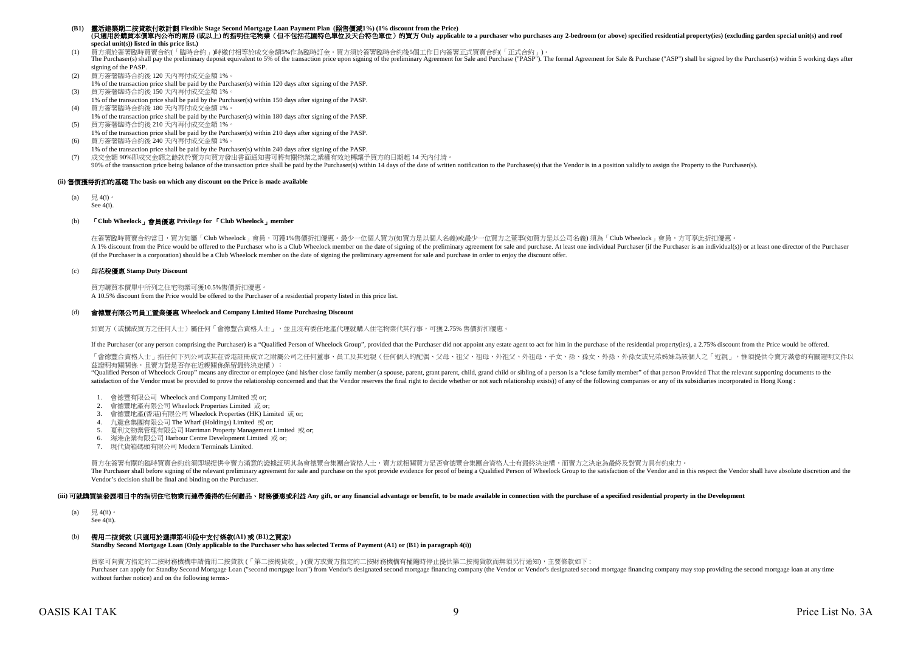**(B1) 靈活建築期二按貸款付款計劃 Flexible Stage Second Mortgage Loan Payment Plan (照售價減1%) (1% discount from the Price)**
**(只適用於購買本價單內公布的兩房 (或以上) 的指明住宅物業（但不包括花園特色單位及天台特色單位）的買方 Only applicable to a purchaser who purchases any 2-bedroom (or above) specified residential property(ies) (excluding garden special unit(s) and roof special unit(s)) listed in this price list.)**

(1) 買方須於簽署臨時買賣合約(「臨時合約」)時繳付相等於成交金額5%作為臨時訂金。買方須於簽署臨時合約後5個工作日內簽署正式買賣合約(「正式合約」)。
The Purchaser(s) shall pay the preliminary deposit equivalent to 5% of the transaction price upon signing of the preliminary Agreement for Sale and Purchase ("PASP"). The formal Agreement for Sale & Purchase ("ASP") shall be signed by the Purchaser(s) within 5 working days after signing of the PASP.

(2) 買方簽署臨時合約後 120 天內再付成交金額 1%。
1% of the transaction price shall be paid by the Purchaser(s) within 120 days after signing of the PASP.

(3) 買方簽署臨時合約後 150 天內再付成交金額 1%。
1% of the transaction price shall be paid by the Purchaser(s) within 150 days after signing of the PASP.

(4) 買方簽署臨時合約後 180 天內再付成交金額 1%。
1% of the transaction price shall be paid by the Purchaser(s) within 180 days after signing of the PASP.

(5) 買方簽署臨時合約後 210 天內再付成交金額 1%。
1% of the transaction price shall be paid by the Purchaser(s) within 210 days after signing of the PASP.

(6) 買方簽署臨時合約後 240 天內再付成交金額 1%。
1% of the transaction price shall be paid by the Purchaser(s) within 240 days after signing of the PASP.

(7) 成交金額 90%即成交金額之餘款於賣方向買方發出書面通知書可將有關物業之業權有效地轉讓予買方的日期起 14 天內付清。
90% of the transaction price being balance of the transaction price shall be paid by the Purchaser(s) within 14 days of the date of written notification to the Purchaser(s) that the Vendor is in a position validly to assign the Property to the Purchaser(s).

### (ii) 售價獲得折扣的基礎 The basis on which any discount on the Price is made available

(a) 見 4(i)。
See 4(i).

(b) **「Club Wheelock」會員優惠 Privilege for 「Club Wheelock」member**

在簽署臨時買賣合約當日，買方如屬「Club Wheelock」會員，可獲1%售價折扣優惠。最少一位個人買方(如買方是以個人名義)或最少一位買方之董事(如買方是以公司名義) 須為「Club Wheelock」會員，方可享此折扣優惠。
A 1% discount from the Price would be offered to the Purchaser who is a Club Wheelock member on the date of signing of the preliminary agreement for sale and purchase. At least one individual Purchaser (if the Purchaser is an individual(s)) or at least one director of the Purchaser (if the Purchaser is a corporation) should be a Club Wheelock member on the date of signing the preliminary agreement for sale and purchase in order to enjoy the discount offer.

(c) **印花稅優惠 Stamp Duty Discount**

買方購買本價單中所列之住宅物業可獲10.5%售價折扣優惠。
A 10.5% discount from the Price would be offered to the Purchaser of a residential property listed in this price list.

(d) **會德豐有限公司員工置業優惠 Wheelock and Company Limited Home Purchasing Discount**

如買方（或構成買方之任何人士）屬任何「會德豐合資格人士」，並且沒有委任地產代理就購入住宅物業代其行事，可獲 2.75% 售價折扣優惠。

If the Purchaser (or any person comprising the Purchaser) is a "Qualified Person of Wheelock Group", provided that the Purchaser did not appoint any estate agent to act for him in the purchase of the residential property(ies), a 2.75% discount from the Price would be offered.

「會德豐合資格人士」指任何下列公司或其在香港註冊成立之附屬公司之任何董事、員工及其近親（任何個人的配偶、父母、祖父、祖母、外祖父、外祖母、子女、孫、孫女、外孫、外孫女或兄弟姊妹為該個人之「近親」，惟須提供令賣方滿意的有關證明文件以茲證明有關關係，且賣方對是否存在近親關係保留最終決定權）：
"Qualified Person of Wheelock Group" means any director or employee (and his/her close family member (a spouse, parent, grant parent, child, grand child or sibling of a person is a "close family member" of that person Provided That the relevant supporting documents to the satisfaction of the Vendor must be provided to prove the relationship concerned and that the Vendor reserves the final right to decide whether or not such relationship exists)) of any of the following companies or any of its subsidiaries incorporated in Hong Kong :

1. 會德豐有限公司 Wheelock and Company Limited 或 or;
2. 會德豐地產有限公司 Wheelock Properties Limited 或 or;
3. 會德豐地產(香港)有限公司 Wheelock Properties (HK) Limited 或 or;
4. 九龍倉集團有限公司 The Wharf (Holdings) Limited 或 or;
5. 夏利文物業管理有限公司 Harriman Property Management Limited 或 or;
6. 海港企業有限公司 Harbour Centre Development Limited 或 or;
7. 現代貨箱碼頭有限公司 Modern Terminals Limited.

買方在簽署有關的臨時買賣合約前須即場提供令賣方滿意的證據證明其為會德豐合集團合資格人士，賣方就相關買方是否會德豐合集團合資格人士有最終決定權，而賣方之決定為最終及對買方具有約束力。
The Purchaser shall before signing of the relevant preliminary agreement for sale and purchase on the spot provide evidence for proof of being a Qualified Person of Wheelock Group to the satisfaction of the Vendor and in this respect the Vendor shall have absolute discretion and the Vendor's decision shall be final and binding on the Purchaser.

### (iii) 可就購買該發展項目中的指明住宅物業而連帶獲得的任何贈品、財務優惠或利益 Any gift, or any financial advantage or benefit, to be made available in connection with the purchase of a specified residential property in the Development

(a) 見 4(ii)。
See 4(ii).

(b) **備用二按貸款 (只適用於選擇第4(i)段中支付條款(A1) 或 (B1)之買家)**
**Standby Second Mortgage Loan (Only applicable to the Purchaser who has selected Terms of Payment (A1) or (B1) in paragraph 4(i))**

買家可向賣方指定的二按財務機構申請備用二按貸款 (「第二按揭貸款」) (賣方或賣方指定的二按財務機構有權隨時停止提供第二按揭貸款而無須另行通知)，主要條款如下：
Purchaser can apply for Standby Second Mortgage Loan ("second mortgage loan") from Vendor's designated second mortgage financing company (the Vendor or Vendor's designated second mortgage financing company may stop providing the second mortgage loan at any time without further notice) and on the following terms:-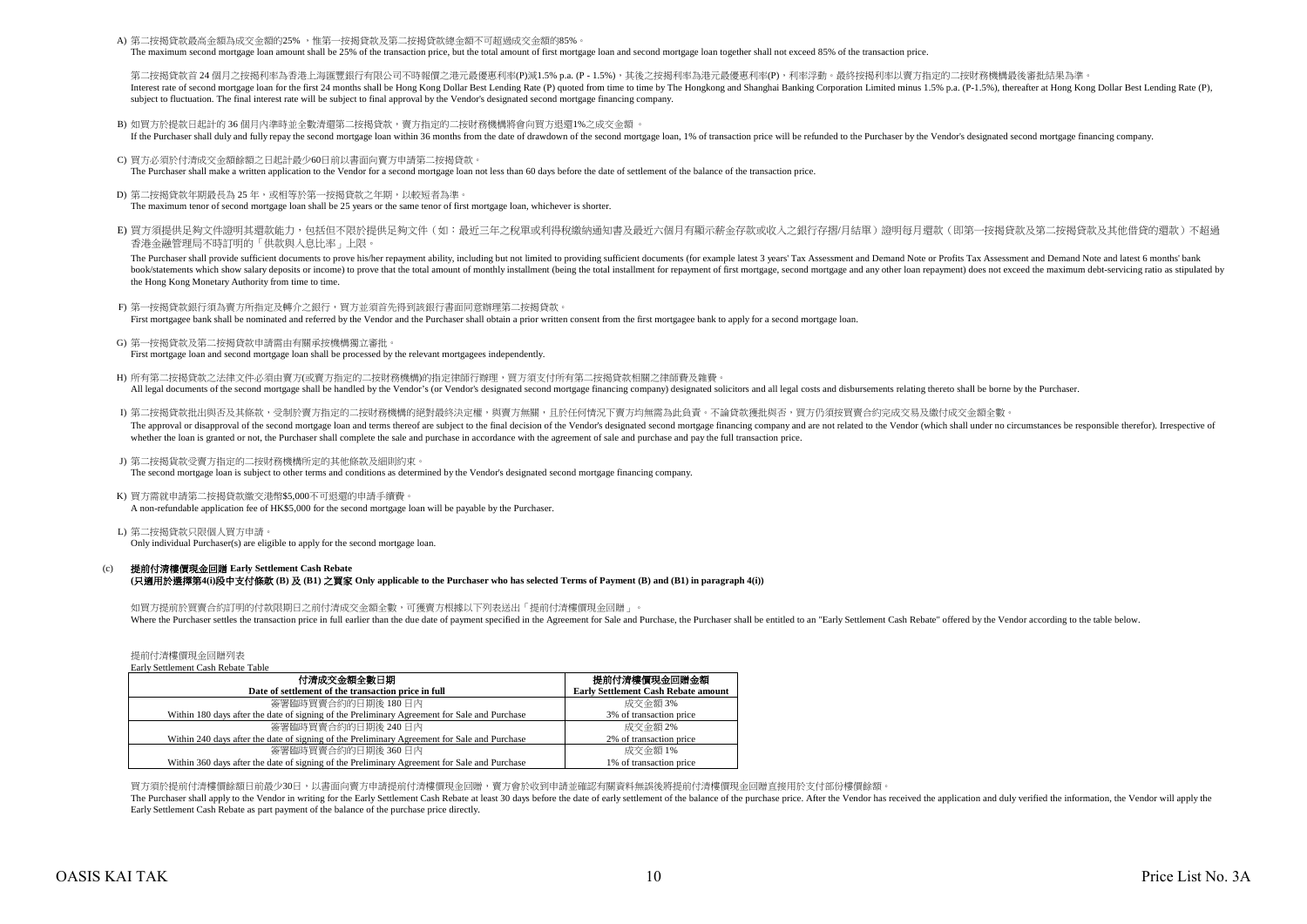A) 第二按揭貸款最高金額為成交金額的25% ，惟第一按揭貸款及第二按揭貸款總金額不可超過成交金額的85%。
The maximum second mortgage loan amount shall be 25% of the transaction price, but the total amount of first mortgage loan and second mortgage loan together shall not exceed 85% of the transaction price.

第二按揭貸款首 24 個月之按揭利率為香港上海滙豐銀行有限公司不時報價之港元最優惠利率(P)減1.5% p.a. (P - 1.5%)，其後之按揭利率為港元最優惠利率(P)。利率浮動。最終按揭利率以賣方指定的二按財務機構最後審批結果為準。
Interest rate of second mortgage loan for the first 24 months shall be Hong Kong Dollar Best Lending Rate (P) quoted from time to time by The Hongkong and Shanghai Banking Corporation Limited minus 1.5% p.a. (P-1.5%), thereafter at Hong Kong Dollar Best Lending Rate (P), subject to fluctuation. The final interest rate will be subject to final approval by the Vendor's designated second mortgage financing company.

B) 如買方於提款日起計的 36 個月內準時並全數清還第二按揭貸款，賣方指定的二按財務機構將會向買方退還1%之成交金額 。
If the Purchaser shall duly and fully repay the second mortgage loan within 36 months from the date of drawdown of the second mortgage loan, 1% of transaction price will be refunded to the Purchaser by the Vendor's designated second mortgage financing company.

C) 買方必須於付清成交金額餘額之日起計最少60日前以書面向賣方申請第二按揭貸款。
The Purchaser shall make a written application to the Vendor for a second mortgage loan not less than 60 days before the date of settlement of the balance of the transaction price.

D) 第二按揭貸款年期最長為 25 年，或相等於第一按揭貸款之年期，以較短者為準。
The maximum tenor of second mortgage loan shall be 25 years or the same tenor of first mortgage loan, whichever is shorter.

E) 買方須提供足夠文件證明其還款能力，包括但不限於提供足夠文件（如：最近三年之稅單或利得稅繳納通知書及最近六個月有顯示薪金存款或收入之銀行存摺/月結單）證明每月還款（即第一按揭貸款及第二按揭貸款及其他借貸的還款）不超過香港金融管理局不時訂明的「供款與入息比率」上限。
The Purchaser shall provide sufficient documents to prove his/her repayment ability, including but not limited to providing sufficient documents (for example latest 3 years' Tax Assessment and Demand Note or Profits Tax Assessment and Demand Note and latest 6 months' bank book/statements which show salary deposits or income) to prove that the total amount of monthly installment (being the total installment for repayment of first mortgage, second mortgage and any other loan repayment) does not exceed the maximum debt-servicing ratio as stipulated by the Hong Kong Monetary Authority from time to time.

F) 第一按揭貸款銀行須為賣方所指定及轉介之銀行，買方並須首先得到該銀行書面同意辦理第二按揭貸款。
First mortgagee bank shall be nominated and referred by the Vendor and the Purchaser shall obtain a prior written consent from the first mortgagee bank to apply for a second mortgage loan.

G) 第一按揭貸款及第二按揭貸款申請需由有關承按機構獨立審批。
First mortgage loan and second mortgage loan shall be processed by the relevant mortgagees independently.

H) 所有第二按揭貸款之法律文件必須由賣方(或賣方指定的二按財務機構)的指定律師行辦理，買方須支付所有第二按揭貸款相關之律師費及雜費。
All legal documents of the second mortgage shall be handled by the Vendor's (or Vendor's designated second mortgage financing company) designated solicitors and all legal costs and disbursements relating thereto shall be borne by the Purchaser.

I) 第二按揭貸款批出與否及其條款，受制於賣方指定的二按財務機構的絕對最終決定權，與賣方無關，且於任何情況下賣方均無需為此負責。不論貸款獲批與否，買方仍須按買賣合約完成交易及繳付成交金額全數。
The approval or disapproval of the second mortgage loan and terms thereof are subject to the final decision of the Vendor's designated second mortgage financing company and are not related to the Vendor (which shall under no circumstances be responsible therefor). Irrespective of whether the loan is granted or not, the Purchaser shall complete the sale and purchase in accordance with the agreement of sale and purchase and pay the full transaction price.

J) 第二按揭貸款受賣方指定的二按財務機構所定的其他條款及細則約束。
The second mortgage loan is subject to other terms and conditions as determined by the Vendor's designated second mortgage financing company.

K) 買方需就申請第二按揭貸款繳交港幣$5,000不可退還的申請手續費。
A non-refundable application fee of HK$5,000 for the second mortgage loan will be payable by the Purchaser.

L) 第二按揭貸款只限個人買方申請。
Only individual Purchaser(s) are eligible to apply for the second mortgage loan.

(c) **提前付清樓價現金回贈 Early Settlement Cash Rebate**
**(只適用於選擇第4(i)段中支付條款 (B) 及 (B1) 之買家 Only applicable to the Purchaser who has selected Terms of Payment (B) and (B1) in paragraph 4(i))**

如買方提前於買賣合約訂明的付款限期日之前付清成交金額全數，可獲賣方根據以下列表送出「提前付清樓價現金回贈」。
Where the Purchaser settles the transaction price in full earlier than the due date of payment specified in the Agreement for Sale and Purchase, the Purchaser shall be entitled to an "Early Settlement Cash Rebate" offered by the Vendor according to the table below.

提前付清樓價現金回贈列表
Early Settlement Cash Rebate Table

| 付清成交金額全數日期<br>**Date of settlement of the transaction price in full** | 提前付清樓價現金回贈金額<br>**Early Settlement Cash Rebate amount** |
|---|---|
| 簽署臨時買賣合約的日期後 180 日內<br>Within 180 days after the date of signing of the Preliminary Agreement for Sale and Purchase | 成交金額 3%<br>3% of transaction price |
| 簽署臨時買賣合約的日期後 240 日內<br>Within 240 days after the date of signing of the Preliminary Agreement for Sale and Purchase | 成交金額 2%<br>2% of transaction price |
| 簽署臨時買賣合約的日期後 360 日內<br>Within 360 days after the date of signing of the Preliminary Agreement for Sale and Purchase | 成交金額 1%<br>1% of transaction price |

買方須於提前付清樓價餘額日前最少30日，以書面向賣方申請提前付清樓價現金回贈，賣方會於收到申請並確認有關資料無誤後將提前付清樓價現金回贈直接用於支付部份樓價餘額。
The Purchaser shall apply to the Vendor in writing for the Early Settlement Cash Rebate at least 30 days before the date of early settlement of the balance of the purchase price. After the Vendor has received the application and duly verified the information, the Vendor will apply the Early Settlement Cash Rebate as part payment of the balance of the purchase price directly.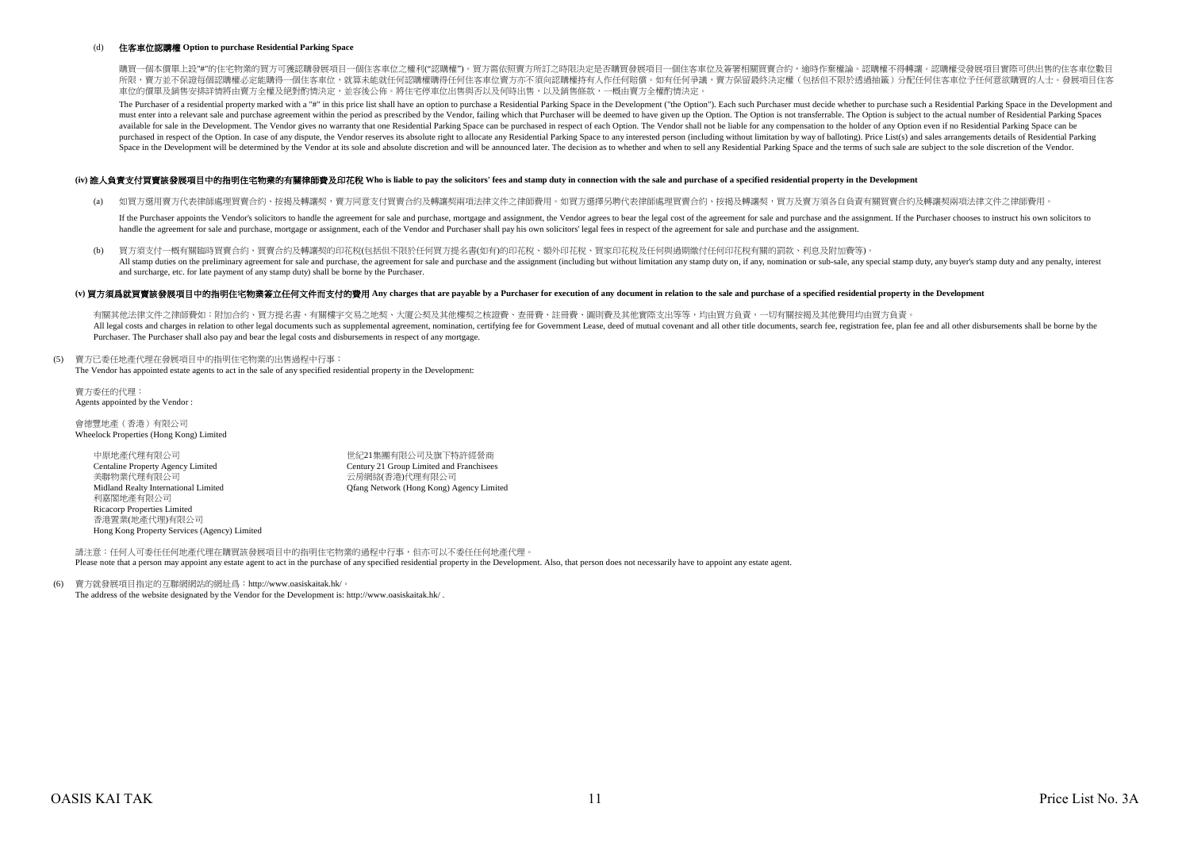(d) **住客車位認購權 Option to purchase Residential Parking Space**

購買一個本價單上設"#"的住宅物業的買方可獲認購發展項目一個住客車位之權利("認購權")。買方需依照賣方所訂之時限決定是否購買發展項目一個住客車位及簽署相關買賣合約，逾時作棄權論。認購權不得轉讓。認購權受發展項目實際可供出售的住客車位數目所限，賣方並不保證每個認購權必定能購得一個住客車位，就算未能就任何認購權購得任何住客車位賣方亦不須向認購權持有人作任何賠償。如有任何爭議，賣方保留最終決定權（包括但不限於透過抽籤）分配任何住客車位予任何意欲購買的人士。發展項目住客車位的價單及銷售安排詳情將由賣方全權及絕對酌情決定，並容後公佈。將住宅停車位出售與否以及何時出售，以及銷售條款，一概由賣方全權酌情決定。

The Purchaser of a residential property marked with a "#" in this price list shall have an option to purchase a Residential Parking Space in the Development ("the Option"). Each such Purchaser must decide whether to purchase such a Residential Parking Space in the Development and must enter into a relevant sale and purchase agreement within the period as prescribed by the Vendor, failing which that Purchaser will be deemed to have given up the Option. The Option is not transferrable. The Option is subject to the actual number of Residential Parking Spaces available for sale in the Development. The Vendor gives no warranty that one Residential Parking Space can be purchased in respect of each Option. The Vendor shall not be liable for any compensation to the holder of any Option even if no Residential Parking Space can be purchased in respect of the Option. In case of any dispute, the Vendor reserves its absolute right to allocate any Residential Parking Space to any interested person (including without limitation by way of balloting). Price List(s) and sales arrangements details of Residential Parking Space in the Development will be determined by the Vendor at its sole and absolute discretion and will be announced later. The decision as to whether and when to sell any Residential Parking Space and the terms of such sale are subject to the sole discretion of the Vendor.

**(iv) 誰人負責支付買賣該發展項目中的指明住宅物業的有關律師費及印花稅 Who is liable to pay the solicitors' fees and stamp duty in connection with the sale and purchase of a specified residential property in the Development**

(a) 如買方選用賣方代表律師處理買賣合約、按揭及轉讓契，賣方同意支付買賣合約及轉讓契兩項法律文件之律師費用。如買方選擇另聘代表律師處理買賣合約、按揭及轉讓契，買方及賣方須各自負責有關買賣合約及轉讓契兩項法律文件之律師費用。

If the Purchaser appoints the Vendor's solicitors to handle the agreement for sale and purchase, mortgage and assignment, the Vendor agrees to bear the legal cost of the agreement for sale and purchase and the assignment. If the Purchaser chooses to instruct his own solicitors to handle the agreement for sale and purchase, mortgage or assignment, each of the Vendor and Purchaser shall pay his own solicitors' legal fees in respect of the agreement for sale and purchase and the assignment.

(b) 買方須支付一概有關臨時買賣合約、買賣合約及轉讓契的印花稅(包括但不限於任何買方提名書(如有)的印花稅、額外印花稅、買家印花稅及任何與過期繳付任何印花稅有關的罰款、利息及附加費等)。
All stamp duties on the preliminary agreement for sale and purchase, the agreement for sale and purchase and the assignment (including but without limitation any stamp duty on, if any, nomination or sub-sale, any special stamp duty, any buyer's stamp duty and any penalty, interest and surcharge, etc. for late payment of any stamp duty) shall be borne by the Purchaser.

**(v) 買方須爲就買賣該發展項目中的指明住宅物業簽立任何文件而支付的費用 Any charges that are payable by a Purchaser for execution of any document in relation to the sale and purchase of a specified residential property in the Development**

有關其他法律文件之律師費如：附加合約、買方提名書、有關樓宇交易之地契、大廈公契及其他樓契之核證費、查冊費、註冊費、圖則費及其他實際支出等等，均由買方負責，一切有關按揭及其他費用均由買方負責。
All legal costs and charges in relation to other legal documents such as supplemental agreement, nomination, certifying fee for Government Lease, deed of mutual covenant and all other title documents, search fee, registration fee, plan fee and all other disbursements shall be borne by the Purchaser. The Purchaser shall also pay and bear the legal costs and disbursements in respect of any mortgage.

(5) 賣方已委任地產代理在發展項目中的指明住宅物業的出售過程中行事：
The Vendor has appointed estate agents to act in the sale of any specified residential property in the Development:

賣方委任的代理：
Agents appointed by the Vendor :

會德豐地產（香港）有限公司
Wheelock Properties (Hong Kong) Limited

中原地產代理有限公司
Centaline Property Agency Limited
美聯物業代理有限公司
Midland Realty International Limited
利嘉閣地產有限公司
Ricacorp Properties Limited
香港置業(地產代理)有限公司
Hong Kong Property Services (Agency) Limited

世紀21集團有限公司及旗下特許經營商
Century 21 Group Limited and Franchisees
云房網絡(香港)代理有限公司
Qfang Network (Hong Kong) Agency Limited

請注意：任何人可委任任何地產代理在購買該發展項目中的指明住宅物業的過程中行事，但亦可以不委任任何地產代理。
Please note that a person may appoint any estate agent to act in the purchase of any specified residential property in the Development. Also, that person does not necessarily have to appoint any estate agent.

(6) 賣方就發展項目指定的互聯網網站的網址為：http://www.oasiskaitak.hk/。
The address of the website designated by the Vendor for the Development is: http://www.oasiskaitak.hk/ .